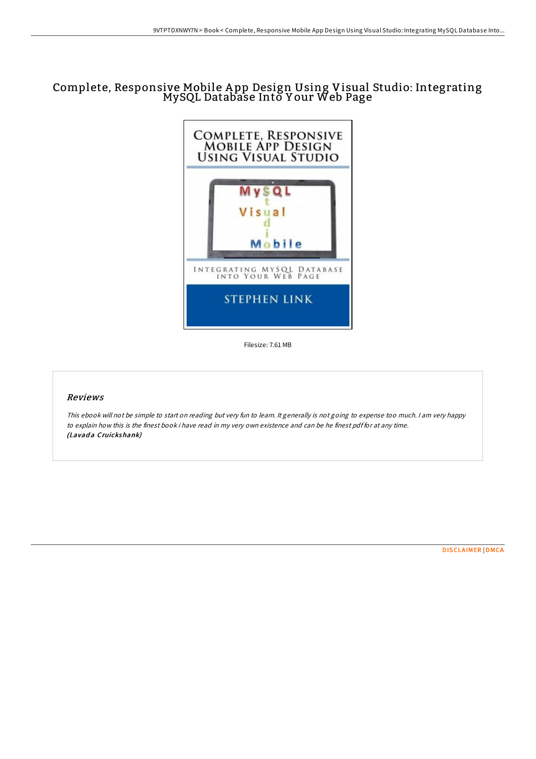# Complete, Responsive Mobile App Design Using Visual Studio: Integrating MySQL Database Into Your Web Page

Filesize: 7.61 MB

## Reviews

*This ebook will not be simple to start on reading but very fun to learn. It generally is not going to expense too much. I am very happy to explain how this is the finest book i have read in my very own existence and can be he finest pdf for at any time.*
***(Lavada Cruickshank)***

DISCLAIMER | DMCA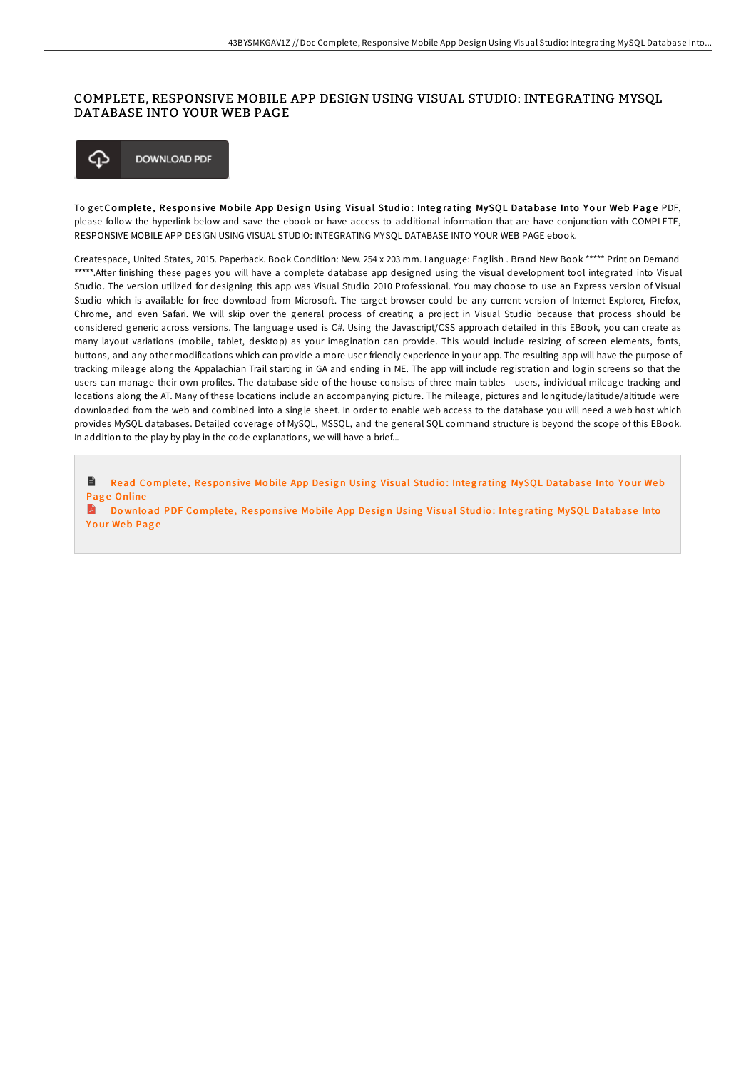# COMPLETE, RESPONSIVE MOBILE APP DESIGN USING VISUAL STUDIO: INTEGRATING MYSQL DATABASE INTO YOUR WEB PAGE

DOWNLOAD PDF

To get **Complete, Responsive Mobile App Design Using Visual Studio: Integrating MySQL Database Into Your Web Page** PDF, please follow the hyperlink below and save the ebook or have access to additional information that are have conjunction with COMPLETE, RESPONSIVE MOBILE APP DESIGN USING VISUAL STUDIO: INTEGRATING MYSQL DATABASE INTO YOUR WEB PAGE ebook.

Createspace, United States, 2015. Paperback. Book Condition: New. 254 x 203 mm. Language: English . Brand New Book ***** Print on Demand *****.After finishing these pages you will have a complete database app designed using the visual development tool integrated into Visual Studio. The version utilized for designing this app was Visual Studio 2010 Professional. You may choose to use an Express version of Visual Studio which is available for free download from Microsoft. The target browser could be any current version of Internet Explorer, Firefox, Chrome, and even Safari. We will skip over the general process of creating a project in Visual Studio because that process should be considered generic across versions. The language used is C#. Using the Javascript/CSS approach detailed in this EBook, you can create as many layout variations (mobile, tablet, desktop) as your imagination can provide. This would include resizing of screen elements, fonts, buttons, and any other modifications which can provide a more user-friendly experience in your app. The resulting app will have the purpose of tracking mileage along the Appalachian Trail starting in GA and ending in ME. The app will include registration and login screens so that the users can manage their own profiles. The database side of the house consists of three main tables - users, individual mileage tracking and locations along the AT. Many of these locations include an accompanying picture. The mileage, pictures and longitude/latitude/altitude were downloaded from the web and combined into a single sheet. In order to enable web access to the database you will need a web host which provides MySQL databases. Detailed coverage of MySQL, MSSQL, and the general SQL command structure is beyond the scope of this EBook. In addition to the play by play in the code explanations, we will have a brief...

Read Complete, Responsive Mobile App Design Using Visual Studio: Integrating MySQL Database Into Your Web Page Online

Download PDF Complete, Responsive Mobile App Design Using Visual Studio: Integrating MySQL Database Into Your Web Page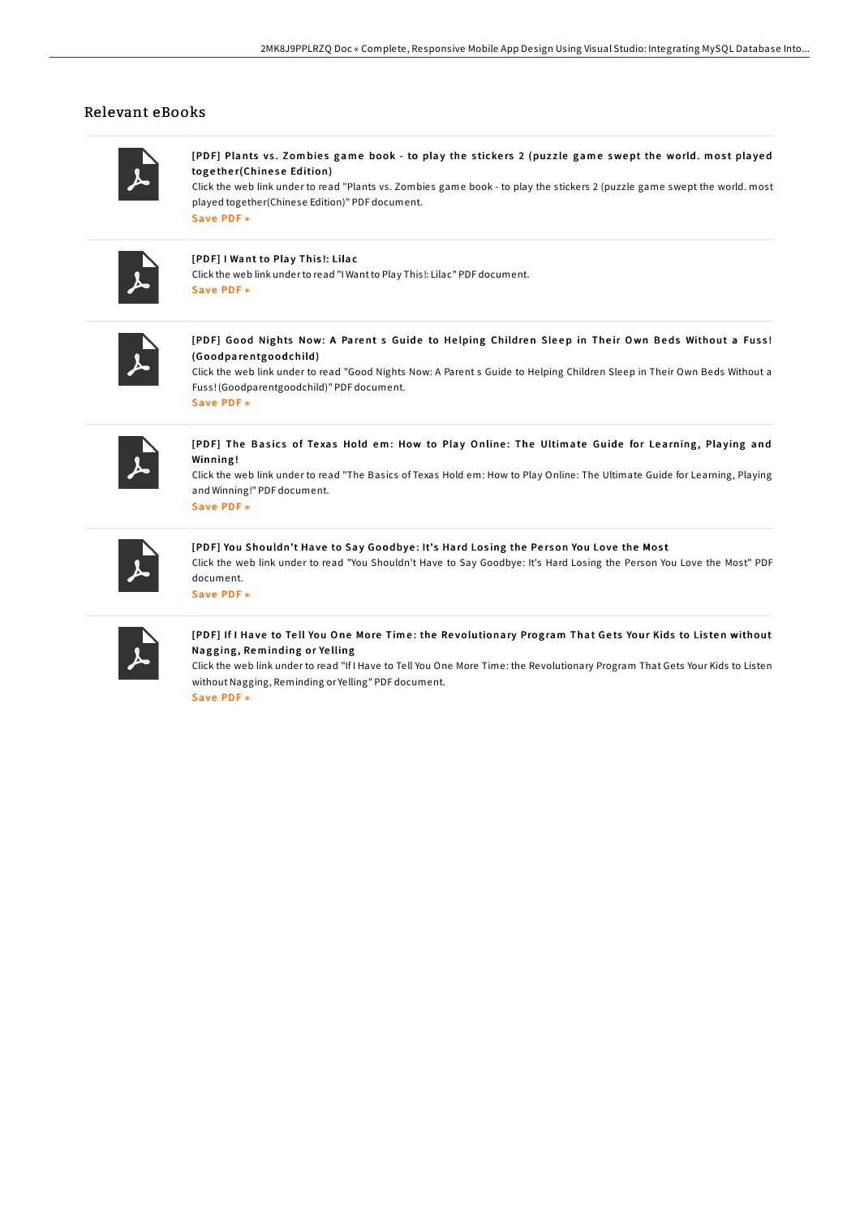## Relevant eBooks

[PDF] Plants vs. Zombies game book - to play the stickers 2 (puzzle game swept the world. most played together(Chinese Edition)

Click the web link under to read "Plants vs. Zombies game book - to play the stickers 2 (puzzle game swept the world. most played together(Chinese Edition)" PDF document.

Save PDF »

[PDF] I Want to Play This!: Lilac

Click the web link under to read "I Want to Play This!: Lilac" PDF document.

Save PDF »

[PDF] Good Nights Now: A Parent s Guide to Helping Children Sleep in Their Own Beds Without a Fuss! (Goodparentgoodchild)

Click the web link under to read "Good Nights Now: A Parent s Guide to Helping Children Sleep in Their Own Beds Without a Fuss! (Goodparentgoodchild)" PDF document.

Save PDF »

[PDF] The Basics of Texas Hold em: How to Play Online: The Ultimate Guide for Learning, Playing and Winning!

Click the web link under to read "The Basics of Texas Hold em: How to Play Online: The Ultimate Guide for Learning, Playing and Winning!" PDF document.

Save PDF »

[PDF] You Shouldn't Have to Say Goodbye: It's Hard Losing the Person You Love the Most

Click the web link under to read "You Shouldn't Have to Say Goodbye: It's Hard Losing the Person You Love the Most" PDF document.

Save PDF »

[PDF] If I Have to Tell You One More Time: the Revolutionary Program That Gets Your Kids to Listen without Nagging, Reminding or Yelling

Click the web link under to read "If I Have to Tell You One More Time: the Revolutionary Program That Gets Your Kids to Listen without Nagging, Reminding or Yelling" PDF document.

Save PDF »